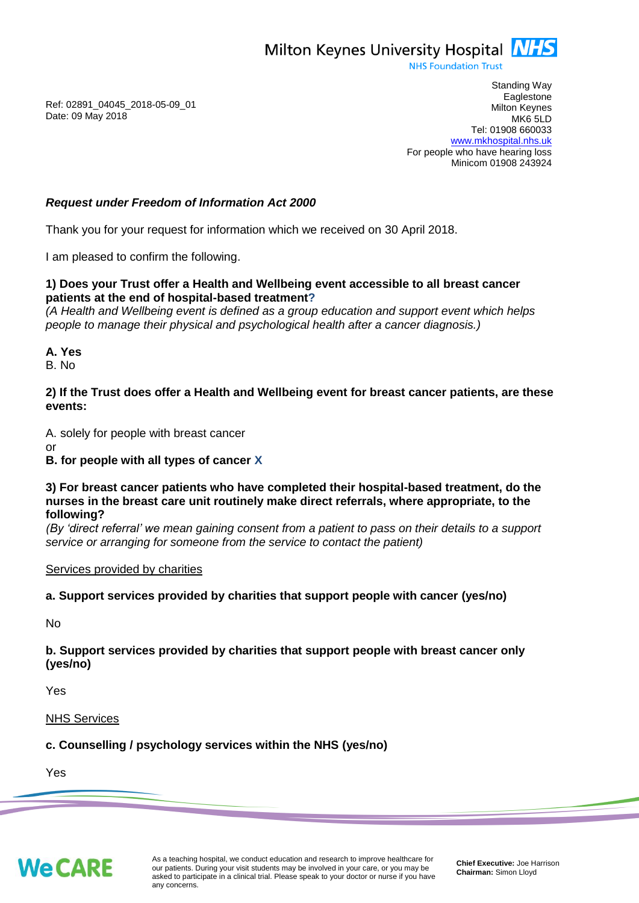Milton Keynes University Hospital NHS
NHS Foundation Trust

Standing Way
Eaglestone
Milton Keynes
MK6 5LD
Tel: 01908 660033
www.mkhospital.nhs.uk
For people who have hearing loss
Minicom 01908 243924

Ref: 02891_04045_2018-05-09_01
Date: 09 May 2018

***Request under Freedom of Information Act 2000***

Thank you for your request for information which we received on 30 April 2018.

I am pleased to confirm the following.

**1) Does your Trust offer a Health and Wellbeing event accessible to all breast cancer patients at the end of hospital-based treatment?**
*(A Health and Wellbeing event is defined as a group education and support event which helps people to manage their physical and psychological health after a cancer diagnosis.)*

**A. Yes**
B. No

**2) If the Trust does offer a Health and Wellbeing event for breast cancer patients, are these events:**

A. solely for people with breast cancer
or
**B. for people with all types of cancer X**

**3) For breast cancer patients who have completed their hospital-based treatment, do the nurses in the breast care unit routinely make direct referrals, where appropriate, to the following?**
*(By 'direct referral' we mean gaining consent from a patient to pass on their details to a support service or arranging for someone from the service to contact the patient)*

Services provided by charities

**a. Support services provided by charities that support people with cancer (yes/no)**

No

**b. Support services provided by charities that support people with breast cancer only (yes/no)**

Yes

NHS Services

**c. Counselling / psychology services within the NHS (yes/no)**

Yes

We CARE

As a teaching hospital, we conduct education and research to improve healthcare for our patients. During your visit students may be involved in your care, or you may be asked to participate in a clinical trial. Please speak to your doctor or nurse if you have any concerns.

**Chief Executive:** Joe Harrison
**Chairman:** Simon Lloyd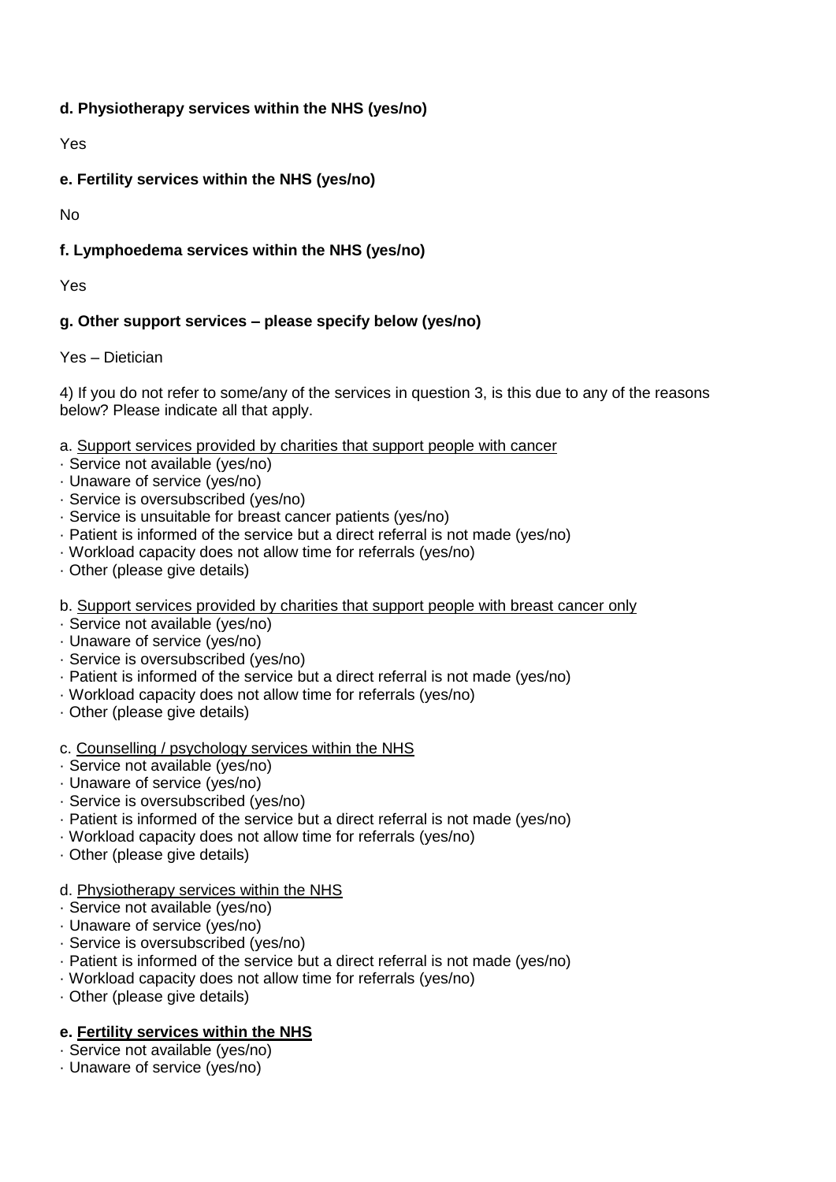**d. Physiotherapy services within the NHS (yes/no)**

Yes

**e. Fertility services within the NHS (yes/no)**

No

**f. Lymphoedema services within the NHS (yes/no)**

Yes

**g. Other support services – please specify below (yes/no)**

Yes – Dietician

4) If you do not refer to some/any of the services in question 3, is this due to any of the reasons below? Please indicate all that apply.

a. Support services provided by charities that support people with cancer
- Service not available (yes/no)
- Unaware of service (yes/no)
- Service is oversubscribed (yes/no)
- Service is unsuitable for breast cancer patients (yes/no)
- Patient is informed of the service but a direct referral is not made (yes/no)
- Workload capacity does not allow time for referrals (yes/no)
- Other (please give details)

b. Support services provided by charities that support people with breast cancer only
- Service not available (yes/no)
- Unaware of service (yes/no)
- Service is oversubscribed (yes/no)
- Patient is informed of the service but a direct referral is not made (yes/no)
- Workload capacity does not allow time for referrals (yes/no)
- Other (please give details)

c. Counselling / psychology services within the NHS
- Service not available (yes/no)
- Unaware of service (yes/no)
- Service is oversubscribed (yes/no)
- Patient is informed of the service but a direct referral is not made (yes/no)
- Workload capacity does not allow time for referrals (yes/no)
- Other (please give details)

d. Physiotherapy services within the NHS
- Service not available (yes/no)
- Unaware of service (yes/no)
- Service is oversubscribed (yes/no)
- Patient is informed of the service but a direct referral is not made (yes/no)
- Workload capacity does not allow time for referrals (yes/no)
- Other (please give details)

**e. Fertility services within the NHS**
- Service not available (yes/no)
- Unaware of service (yes/no)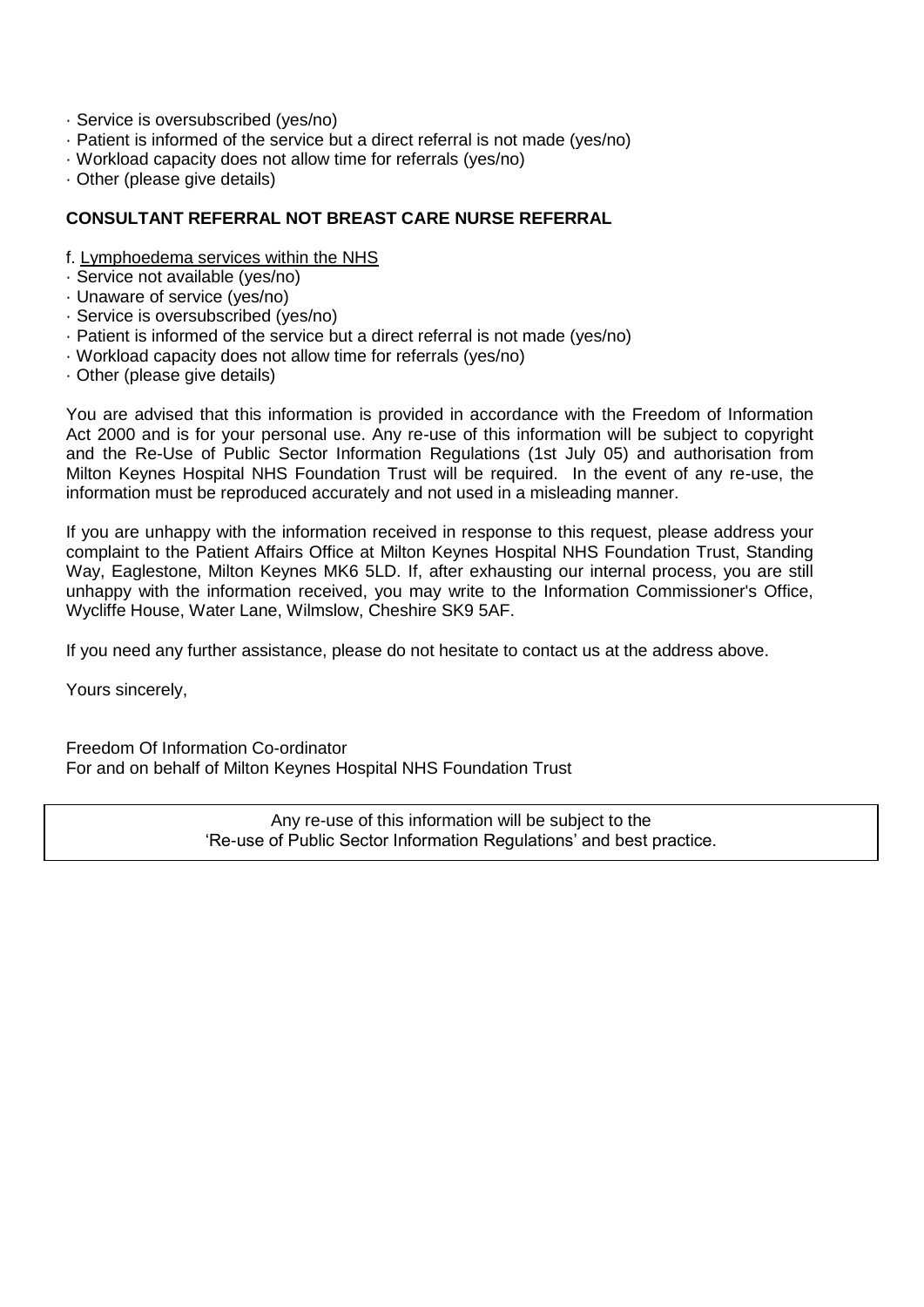- Service is oversubscribed (yes/no)
- Patient is informed of the service but a direct referral is not made (yes/no)
- Workload capacity does not allow time for referrals (yes/no)
- Other (please give details)

**CONSULTANT REFERRAL NOT BREAST CARE NURSE REFERRAL**

f. Lymphoedema services within the NHS

- Service not available (yes/no)
- Unaware of service (yes/no)
- Service is oversubscribed (yes/no)
- Patient is informed of the service but a direct referral is not made (yes/no)
- Workload capacity does not allow time for referrals (yes/no)
- Other (please give details)

You are advised that this information is provided in accordance with the Freedom of Information Act 2000 and is for your personal use. Any re-use of this information will be subject to copyright and the Re-Use of Public Sector Information Regulations (1st July 05) and authorisation from Milton Keynes Hospital NHS Foundation Trust will be required. In the event of any re-use, the information must be reproduced accurately and not used in a misleading manner.

If you are unhappy with the information received in response to this request, please address your complaint to the Patient Affairs Office at Milton Keynes Hospital NHS Foundation Trust, Standing Way, Eaglestone, Milton Keynes MK6 5LD. If, after exhausting our internal process, you are still unhappy with the information received, you may write to the Information Commissioner's Office, Wycliffe House, Water Lane, Wilmslow, Cheshire SK9 5AF.

If you need any further assistance, please do not hesitate to contact us at the address above.

Yours sincerely,

Freedom Of Information Co-ordinator
For and on behalf of Milton Keynes Hospital NHS Foundation Trust

Any re-use of this information will be subject to the
'Re-use of Public Sector Information Regulations' and best practice.